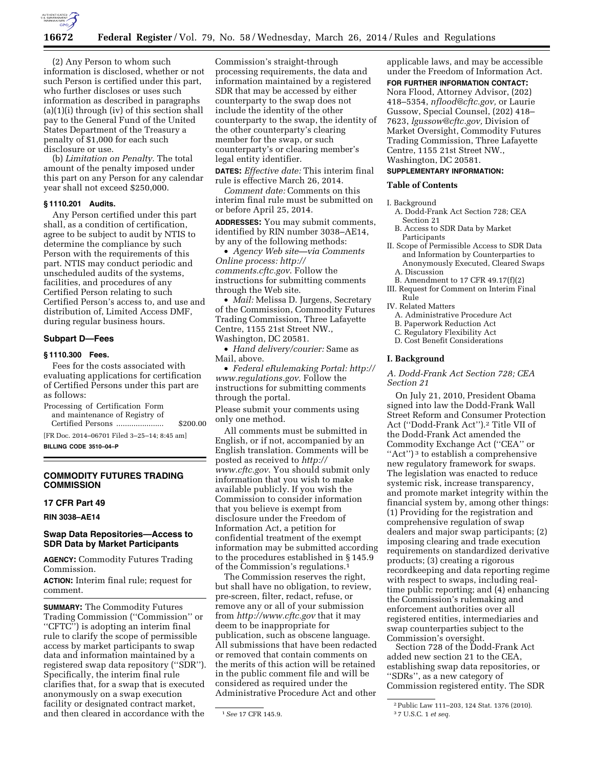(2) Any Person to whom such information is disclosed, whether or not such Person is certified under this part, who further discloses or uses such information as described in paragraphs (a)(1)(i) through (iv) of this section shall pay to the General Fund of the United States Department of the Treasury a penalty of $1,000 for each such disclosure or use.

(b) *Limitation on Penalty.* The total amount of the penalty imposed under this part on any Person for any calendar year shall not exceed $250,000.

### § 1110.201 Audits.

Any Person certified under this part shall, as a condition of certification, agree to be subject to audit by NTIS to determine the compliance by such Person with the requirements of this part. NTIS may conduct periodic and unscheduled audits of the systems, facilities, and procedures of any Certified Person relating to such Certified Person's access to, and use and distribution of, Limited Access DMF, during regular business hours.

## Subpart D—Fees

### § 1110.300 Fees.

Fees for the costs associated with evaluating applications for certification of Certified Persons under this part are as follows:

| | |
|---|---|
| Processing of Certification Form and maintenance of Registry of Certified Persons | $200.00 |

[FR Doc. 2014–06701 Filed 3–25–14; 8:45 am]

**BILLING CODE 3510–04–P**

---

## COMMODITY FUTURES TRADING COMMISSION

### 17 CFR Part 49

**RIN 3038–AE14**

### Swap Data Repositories—Access to SDR Data by Market Participants

**AGENCY:** Commodity Futures Trading Commission.

**ACTION:** Interim final rule; request for comment.

**SUMMARY:** The Commodity Futures Trading Commission (''Commission'' or ''CFTC'') is adopting an interim final rule to clarify the scope of permissible access by market participants to swap data and information maintained by a registered swap data repository (''SDR''). Specifically, the interim final rule clarifies that, for a swap that is executed anonymously on a swap execution facility or designated contract market, and then cleared in accordance with the Commission's straight-through processing requirements, the data and information maintained by a registered SDR that may be accessed by either counterparty to the swap does not include the identity of the other counterparty to the swap, the identity of the other counterparty's clearing member for the swap, or such counterparty's or clearing member's legal entity identifier.

**DATES:** *Effective date:* This interim final rule is effective March 26, 2014.

*Comment date:* Comments on this interim final rule must be submitted on or before April 25, 2014.

**ADDRESSES:** You may submit comments, identified by RIN number 3038–AE14, by any of the following methods:

- *Agency Web site—via Comments Online process: http://comments.cftc.gov.* Follow the instructions for submitting comments through the Web site.
- *Mail:* Melissa D. Jurgens, Secretary of the Commission, Commodity Futures Trading Commission, Three Lafayette Centre, 1155 21st Street NW., Washington, DC 20581.
- *Hand delivery/courier:* Same as Mail, above.
- *Federal eRulemaking Portal: http://www.regulations.gov.* Follow the instructions for submitting comments through the portal.

Please submit your comments using only one method.

All comments must be submitted in English, or if not, accompanied by an English translation. Comments will be posted as received to *http://www.cftc.gov*. You should submit only information that you wish to make available publicly. If you wish the Commission to consider information that you believe is exempt from disclosure under the Freedom of Information Act, a petition for confidential treatment of the exempt information may be submitted according to the procedures established in § 145.9 of the Commission's regulations.[1]

The Commission reserves the right, but shall have no obligation, to review, pre-screen, filter, redact, refuse, or remove any or all of your submission from *http://www.cftc.gov* that it may deem to be inappropriate for publication, such as obscene language. All submissions that have been redacted or removed that contain comments on the merits of this action will be retained in the public comment file and will be considered as required under the Administrative Procedure Act and other applicable laws, and may be accessible under the Freedom of Information Act.

**FOR FURTHER INFORMATION CONTACT:** Nora Flood, Attorney Advisor, (202) 418–5354, *nflood@cftc.gov,* or Laurie Gussow, Special Counsel, (202) 418–7623, *lgussow@cftc.gov,* Division of Market Oversight, Commodity Futures Trading Commission, Three Lafayette Centre, 1155 21st Street NW., Washington, DC 20581.

**SUPPLEMENTARY INFORMATION:**

**Table of Contents**

- I. Background
  - A. Dodd-Frank Act Section 728; CEA Section 21
  - B. Access to SDR Data by Market Participants
- II. Scope of Permissible Access to SDR Data and Information by Counterparties to Anonymously Executed, Cleared Swaps
  - A. Discussion
  - B. Amendment to 17 CFR 49.17(f)(2)
- III. Request for Comment on Interim Final Rule
- IV. Related Matters
  - A. Administrative Procedure Act
  - B. Paperwork Reduction Act
  - C. Regulatory Flexibility Act
  - D. Cost Benefit Considerations

## I. Background

### A. Dodd-Frank Act Section 728; CEA Section 21

On July 21, 2010, President Obama signed into law the Dodd-Frank Wall Street Reform and Consumer Protection Act (''Dodd-Frank Act'').[2] Title VII of the Dodd-Frank Act amended the Commodity Exchange Act (''CEA'' or ''Act'')[3] to establish a comprehensive new regulatory framework for swaps. The legislation was enacted to reduce systemic risk, increase transparency, and promote market integrity within the financial system by, among other things: (1) Providing for the registration and comprehensive regulation of swap dealers and major swap participants; (2) imposing clearing and trade execution requirements on standardized derivative products; (3) creating a rigorous recordkeeping and data reporting regime with respect to swaps, including real-time public reporting; and (4) enhancing the Commission's rulemaking and enforcement authorities over all registered entities, intermediaries and swap counterparties subject to the Commission's oversight.

Section 728 of the Dodd-Frank Act added new section 21 to the CEA, establishing swap data repositories, or ''SDRs'', as a new category of Commission registered entity. The SDR

---

[1] *See* 17 CFR 145.9.

[2] Public Law 111–203, 124 Stat. 1376 (2010).

[3] 7 U.S.C. 1 *et seq.*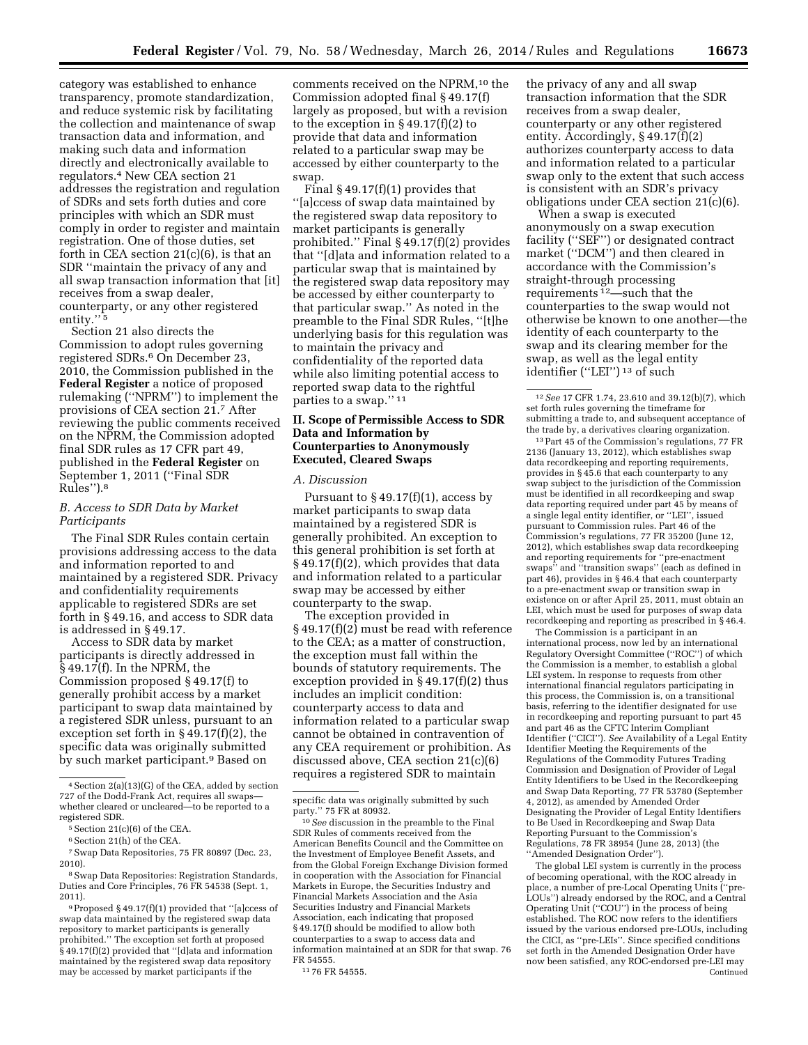category was established to enhance transparency, promote standardization, and reduce systemic risk by facilitating the collection and maintenance of swap transaction data and information, and making such data and information directly and electronically available to regulators.[4] New CEA section 21 addresses the registration and regulation of SDRs and sets forth duties and core principles with which an SDR must comply in order to register and maintain registration. One of those duties, set forth in CEA section 21(c)(6), is that an SDR "maintain the privacy of any and all swap transaction information that [it] receives from a swap dealer, counterparty, or any other registered entity."[5]

Section 21 also directs the Commission to adopt rules governing registered SDRs.[6] On December 23, 2010, the Commission published in the **Federal Register** a notice of proposed rulemaking ("NPRM") to implement the provisions of CEA section 21.[7] After reviewing the public comments received on the NPRM, the Commission adopted final SDR rules as 17 CFR part 49, published in the **Federal Register** on September 1, 2011 ("Final SDR Rules").[8]

### *B. Access to SDR Data by Market Participants*

The Final SDR Rules contain certain provisions addressing access to the data and information reported to and maintained by a registered SDR. Privacy and confidentiality requirements applicable to registered SDRs are set forth in § 49.16, and access to SDR data is addressed in § 49.17.

Access to SDR data by market participants is directly addressed in § 49.17(f). In the NPRM, the Commission proposed § 49.17(f) to generally prohibit access by a market participant to swap data maintained by a registered SDR unless, pursuant to an exception set forth in § 49.17(f)(2), the specific data was originally submitted by such market participant.[9] Based on comments received on the NPRM,[10] the Commission adopted final § 49.17(f) largely as proposed, but with a revision to the exception in § 49.17(f)(2) to provide that data and information related to a particular swap may be accessed by either counterparty to the swap.

Final § 49.17(f)(1) provides that "[a]ccess of swap data maintained by the registered swap data repository to market participants is generally prohibited." Final § 49.17(f)(2) provides that "[d]ata and information related to a particular swap that is maintained by the registered swap data repository may be accessed by either counterparty to that particular swap." As noted in the preamble to the Final SDR Rules, "[t]he underlying basis for this regulation was to maintain the privacy and confidentiality of the reported data while also limiting potential access to reported swap data to the rightful parties to a swap."[11]

## II. Scope of Permissible Access to SDR Data and Information by Counterparties to Anonymously Executed, Cleared Swaps

### *A. Discussion*

Pursuant to § 49.17(f)(1), access by market participants to swap data maintained by a registered SDR is generally prohibited. An exception to this general prohibition is set forth at § 49.17(f)(2), which provides that data and information related to a particular swap may be accessed by either counterparty to the swap.

The exception provided in § 49.17(f)(2) must be read with reference to the CEA; as a matter of construction, the exception must fall within the bounds of statutory requirements. The exception provided in § 49.17(f)(2) thus includes an implicit condition: counterparty access to data and information related to a particular swap cannot be obtained in contravention of any CEA requirement or prohibition. As discussed above, CEA section 21(c)(6) requires a registered SDR to maintain the privacy of any and all swap transaction information that the SDR receives from a swap dealer, counterparty or any other registered entity. Accordingly, § 49.17(f)(2) authorizes counterparty access to data and information related to a particular swap only to the extent that such access is consistent with an SDR's privacy obligations under CEA section 21(c)(6).

When a swap is executed anonymously on a swap execution facility ("SEF") or designated contract market ("DCM") and then cleared in accordance with the Commission's straight-through processing requirements[12]—such that the counterparties to the swap would not otherwise be known to one another—the identity of each counterparty to the swap and its clearing member for the swap, as well as the legal entity identifier ("LEI")[13] of such

---

[4] Section 2(a)(13)(G) of the CEA, added by section 727 of the Dodd-Frank Act, requires all swaps—whether cleared or uncleared—to be reported to a registered SDR.

[5] Section 21(c)(6) of the CEA.

[6] Section 21(h) of the CEA.

[7] Swap Data Repositories, 75 FR 80897 (Dec. 23, 2010).

[8] Swap Data Repositories: Registration Standards, Duties and Core Principles, 76 FR 54538 (Sept. 1, 2011).

[9] Proposed § 49.17(f)(1) provided that "[a]ccess of swap data maintained by the registered swap data repository to market participants is generally prohibited." The exception set forth at proposed § 49.17(f)(2) provided that "[d]ata and information maintained by the registered swap data repository may be accessed by market participants if the specific data was originally submitted by such party." 75 FR at 80932.

[10] *See* discussion in the preamble to the Final SDR Rules of comments received from the American Benefits Council and the Committee on the Investment of Employee Benefit Assets, and from the Global Foreign Exchange Division formed in cooperation with the Association for Financial Markets in Europe, the Securities Industry and Financial Markets Association and the Asia Securities Industry and Financial Markets Association, each indicating that proposed § 49.17(f) should be modified to allow both counterparties to a swap to access data and information maintained at an SDR for that swap. 76 FR 54555.

[11] 76 FR 54555.

[12] *See* 17 CFR 1.74, 23.610 and 39.12(b)(7), which set forth rules governing the timeframe for submitting a trade to, and subsequent acceptance of the trade by, a derivatives clearing organization.

[13] Part 45 of the Commission's regulations, 77 FR 2136 (January 13, 2012), which establishes swap data recordkeeping and reporting requirements, provides in § 45.6 that each counterparty to any swap subject to the jurisdiction of the Commission must be identified in all recordkeeping and swap data reporting required under part 45 by means of a single legal entity identifier, or "LEI", issued pursuant to Commission rules. Part 46 of the Commission's regulations, 77 FR 35200 (June 12, 2012), which establishes swap data recordkeeping and reporting requirements for "pre-enactment swaps" and "transition swaps" (each as defined in part 46), provides in § 46.4 that each counterparty to a pre-enactment swap or transition swap in existence on or after April 25, 2011, must obtain an LEI, which must be used for purposes of swap data recordkeeping and reporting as prescribed in § 46.4.

The Commission is a participant in an international process, now led by an international Regulatory Oversight Committee ("ROC") of which the Commission is a member, to establish a global LEI system. In response to requests from other international financial regulators participating in this process, the Commission is, on a transitional basis, referring to the identifier designated for use in recordkeeping and reporting pursuant to part 45 and part 46 as the CFTC Interim Compliant Identifier ("CICI"). *See* Availability of a Legal Entity Identifier Meeting the Requirements of the Regulations of the Commodity Futures Trading Commission and Designation of Provider of Legal Entity Identifiers to be Used in the Recordkeeping and Swap Data Reporting, 77 FR 53780 (September 4, 2012), as amended by Amended Order Designating the Provider of Legal Entity Identifiers to Be Used in Recordkeeping and Swap Data Reporting Pursuant to the Commission's Regulations, 78 FR 38954 (June 28, 2013) (the "Amended Designation Order").

The global LEI system is currently in the process of becoming operational, with the ROC already in place, a number of pre-Local Operating Units ("pre-LOUs") already endorsed by the ROC, and a Central Operating Unit ("COU") in the process of being established. The ROC now refers to the identifiers issued by the various endorsed pre-LOUs, including the CICI, as "pre-LEIs". Since specified conditions set forth in the Amended Designation Order have now been satisfied, any ROC-endorsed pre-LEI may

Continued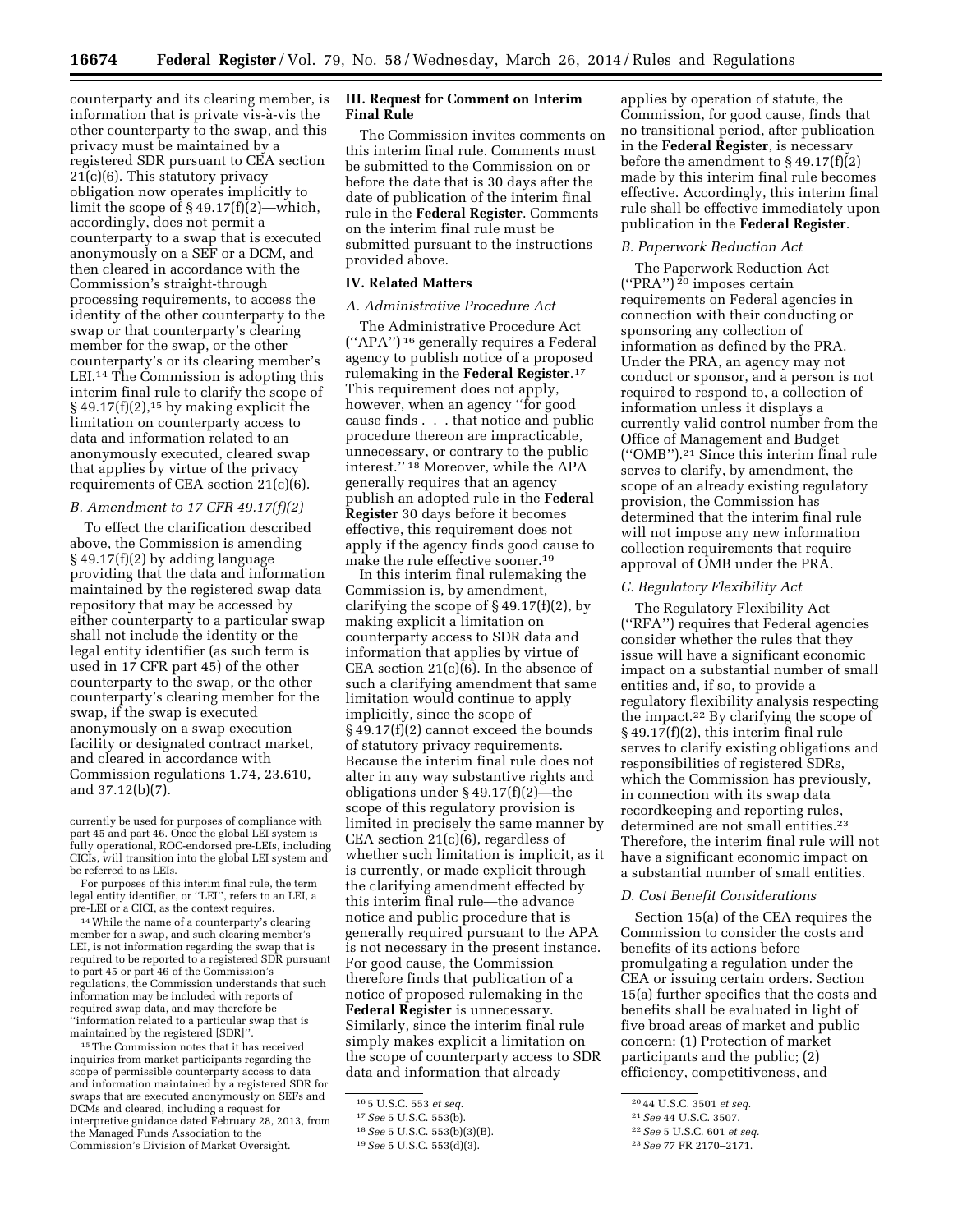counterparty and its clearing member, is information that is private vis-à-vis the other counterparty to the swap, and this privacy must be maintained by a registered SDR pursuant to CEA section 21(c)(6). This statutory privacy obligation now operates implicitly to limit the scope of § 49.17(f)(2)—which, accordingly, does not permit a counterparty to a swap that is executed anonymously on a SEF or a DCM, and then cleared in accordance with the Commission's straight-through processing requirements, to access the identity of the other counterparty to the swap or that counterparty's clearing member for the swap, or the other counterparty's or its clearing member's LEI.[14] The Commission is adopting this interim final rule to clarify the scope of § 49.17(f)(2),[15] by making explicit the limitation on counterparty access to data and information related to an anonymously executed, cleared swap that applies by virtue of the privacy requirements of CEA section 21(c)(6).

### B. Amendment to 17 CFR 49.17(f)(2)

To effect the clarification described above, the Commission is amending § 49.17(f)(2) by adding language providing that the data and information maintained by the registered swap data repository that may be accessed by either counterparty to a particular swap shall not include the identity or the legal entity identifier (as such term is used in 17 CFR part 45) of the other counterparty to the swap, or the other counterparty's clearing member for the swap, if the swap is executed anonymously on a swap execution facility or designated contract market, and cleared in accordance with Commission regulations 1.74, 23.610, and 37.12(b)(7).

## III. Request for Comment on Interim Final Rule

The Commission invites comments on this interim final rule. Comments must be submitted to the Commission on or before the date that is 30 days after the date of publication of the interim final rule in the **Federal Register**. Comments on the interim final rule must be submitted pursuant to the instructions provided above.

## IV. Related Matters

### A. Administrative Procedure Act

The Administrative Procedure Act ("APA")[16] generally requires a Federal agency to publish notice of a proposed rulemaking in the **Federal Register**.[17] This requirement does not apply, however, when an agency "for good cause finds . . . that notice and public procedure thereon are impracticable, unnecessary, or contrary to the public interest."[18] Moreover, while the APA generally requires that an agency publish an adopted rule in the **Federal Register** 30 days before it becomes effective, this requirement does not apply if the agency finds good cause to make the rule effective sooner.[19]

In this interim final rulemaking the Commission is, by amendment, clarifying the scope of § 49.17(f)(2), by making explicit a limitation on counterparty access to SDR data and information that applies by virtue of CEA section 21(c)(6). In the absence of such a clarifying amendment that same limitation would continue to apply implicitly, since the scope of § 49.17(f)(2) cannot exceed the bounds of statutory privacy requirements. Because the interim final rule does not alter in any way substantive rights and obligations under § 49.17(f)(2)—the scope of this regulatory provision is limited in precisely the same manner by CEA section 21(c)(6), regardless of whether such limitation is implicit, as it is currently, or made explicit through the clarifying amendment effected by this interim final rule—the advance notice and public procedure that is generally required pursuant to the APA is not necessary in the present instance. For good cause, the Commission therefore finds that publication of a notice of proposed rulemaking in the **Federal Register** is unnecessary. Similarly, since the interim final rule simply makes explicit a limitation on the scope of counterparty access to SDR data and information that already applies by operation of statute, the Commission, for good cause, finds that no transitional period, after publication in the **Federal Register**, is necessary before the amendment to § 49.17(f)(2) made by this interim final rule becomes effective. Accordingly, this interim final rule shall be effective immediately upon publication in the **Federal Register**.

### B. Paperwork Reduction Act

The Paperwork Reduction Act ("PRA")[20] imposes certain requirements on Federal agencies in connection with their conducting or sponsoring any collection of information as defined by the PRA. Under the PRA, an agency may not conduct or sponsor, and a person is not required to respond to, a collection of information unless it displays a currently valid control number from the Office of Management and Budget ("OMB").[21] Since this interim final rule serves to clarify, by amendment, the scope of an already existing regulatory provision, the Commission has determined that the interim final rule will not impose any new information collection requirements that require approval of OMB under the PRA.

### C. Regulatory Flexibility Act

The Regulatory Flexibility Act ("RFA") requires that Federal agencies consider whether the rules that they issue will have a significant economic impact on a substantial number of small entities and, if so, to provide a regulatory flexibility analysis respecting the impact.[22] By clarifying the scope of § 49.17(f)(2), this interim final rule serves to clarify existing obligations and responsibilities of registered SDRs, which the Commission has previously, in connection with its swap data recordkeeping and reporting rules, determined are not small entities.[23] Therefore, the interim final rule will not have a significant economic impact on a substantial number of small entities.

### D. Cost Benefit Considerations

Section 15(a) of the CEA requires the Commission to consider the costs and benefits of its actions before promulgating a regulation under the CEA or issuing certain orders. Section 15(a) further specifies that the costs and benefits shall be evaluated in light of five broad areas of market and public concern: (1) Protection of market participants and the public; (2) efficiency, competitiveness, and

---

currently be used for purposes of compliance with part 45 and part 46. Once the global LEI system is fully operational, ROC-endorsed pre-LEIs, including CICIs, will transition into the global LEI system and be referred to as LEIs.

For purposes of this interim final rule, the term legal entity identifier, or "LEI", refers to an LEI, a pre-LEI or a CICI, as the context requires.

[14] While the name of a counterparty's clearing member for a swap, and such clearing member's LEI, is not information regarding the swap that is required to be reported to a registered SDR pursuant to part 45 or part 46 of the Commission's regulations, the Commission understands that such information may be included with reports of required swap data, and may therefore be "information related to a particular swap that is maintained by the registered [SDR]".

[15] The Commission notes that it has received inquiries from market participants regarding the scope of permissible counterparty access to data and information maintained by a registered SDR for swaps that are executed anonymously on SEFs and DCMs and cleared, including a request for interpretive guidance dated February 28, 2013, from the Managed Funds Association to the Commission's Division of Market Oversight.

[16] 5 U.S.C. 553 *et seq.*

[17] *See* 5 U.S.C. 553(b).

[18] *See* 5 U.S.C. 553(b)(3)(B).

[19] *See* 5 U.S.C. 553(d)(3).

[20] 44 U.S.C. 3501 *et seq.*

[21] *See* 44 U.S.C. 3507.

[22] *See* 5 U.S.C. 601 *et seq.*

[23] *See* 77 FR 2170–2171.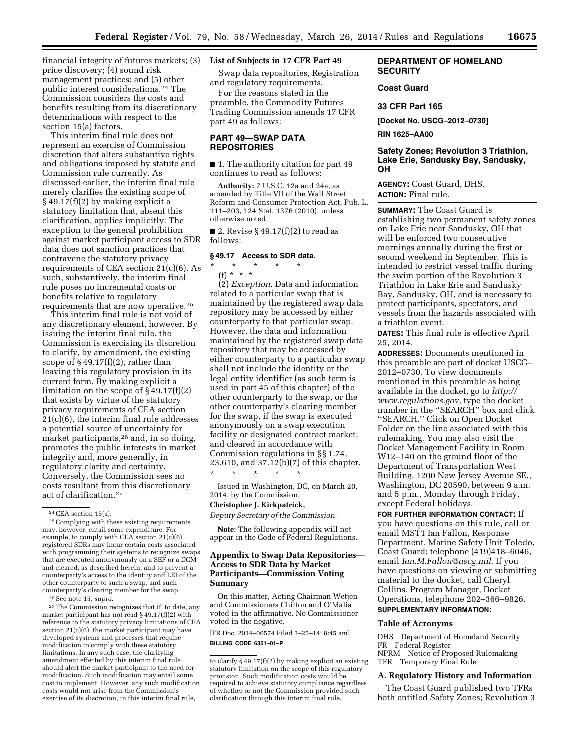financial integrity of futures markets; (3) price discovery; (4) sound risk management practices; and (5) other public interest considerations.[24] The Commission considers the costs and benefits resulting from its discretionary determinations with respect to the section 15(a) factors.

This interim final rule does not represent an exercise of Commission discretion that alters substantive rights and obligations imposed by statute and Commission rule currently. As discussed earlier, the interim final rule merely clarifies the existing scope of § 49.17(f)(2) by making explicit a statutory limitation that, absent this clarification, applies implicitly: The exception to the general prohibition against market participant access to SDR data does not sanction practices that contravene the statutory privacy requirements of CEA section 21(c)(6). As such, substantively, the interim final rule poses no incremental costs or benefits relative to regulatory requirements that are now operative.[25]

This interim final rule is not void of any discretionary element, however. By issuing the interim final rule, the Commission is exercising its discretion to clarify, by amendment, the existing scope of § 49.17(f)(2), rather than leaving this regulatory provision in its current form. By making explicit a limitation on the scope of § 49.17(f)(2) that exists by virtue of the statutory privacy requirements of CEA section 21(c)(6), the interim final rule addresses a potential source of uncertainty for market participants,[26] and, in so doing, promotes the public interests in market integrity and, more generally, in regulatory clarity and certainty. Conversely, the Commission sees no costs resultant from this discretionary act of clarification.[27]

[24] CEA section 15(a).

[25] Complying with these existing requirements may, however, entail some expenditure. For example, to comply with CEA section 21(c)(6) registered SDRs may incur certain costs associated with programming their systems to recognize swaps that are executed anonymously on a SEF or a DCM and cleared, as described herein, and to prevent a counterparty's access to the identity and LEI of the other counterparty to such a swap, and such counterparty's clearing member for the swap.

[26] See note 15, *supra*.

[27] The Commission recognizes that if, to date, any market participant has not read § 49.17(f)(2) with reference to the statutory privacy limitations of CEA section 21(c)(6), the market participant may have developed systems and processes that require modification to comply with these statutory limitations. In any such case, the clarifying amendment effected by this interim final rule should alert the market participant to the need for modification. Such modification may entail some cost to implement. However, any such modification costs would not arise from the Commission's exercise of its discretion, in this interim final rule, to clarify § 49.17(f)(2) by making explicit an existing statutory limitation on the scope of this regulatory provision. Such modification costs would be required to achieve statutory compliance regardless of whether or not the Commission provided such clarification through this interim final rule.

## List of Subjects in 17 CFR Part 49

Swap data repositories, Registration and regulatory requirements.

For the reasons stated in the preamble, the Commodity Futures Trading Commission amends 17 CFR part 49 as follows:

## PART 49—SWAP DATA REPOSITORIES

■ 1. The authority citation for part 49 continues to read as follows:

**Authority:** 7 U.S.C. 12a and 24a, as amended by Title VII of the Wall Street Reform and Consumer Protection Act, Pub. L. 111–203, 124 Stat. 1376 (2010), unless otherwise noted.

■ 2. Revise § 49.17(f)(2) to read as follows:

### § 49.17 Access to SDR data.

\* \* \* \* \*

(f) \* \* \*

(2) *Exception.* Data and information related to a particular swap that is maintained by the registered swap data repository may be accessed by either counterparty to that particular swap. However, the data and information maintained by the registered swap data repository that may be accessed by either counterparty to a particular swap shall not include the identity or the legal entity identifier (as such term is used in part 45 of this chapter) of the other counterparty to the swap, or the other counterparty's clearing member for the swap, if the swap is executed anonymously on a swap execution facility or designated contract market, and cleared in accordance with Commission regulations in §§ 1.74, 23.610, and 37.12(b)(7) of this chapter.

\* \* \* \* \*

Issued in Washington, DC, on March 20, 2014, by the Commission.

**Christopher J. Kirkpatrick,**

*Deputy Secretary of the Commission.*

**Note:** The following appendix will not appear in the Code of Federal Regulations.

## Appendix to Swap Data Repositories—Access to SDR Data by Market Participants—Commission Voting Summary

On this matter, Acting Chairman Wetjen and Commissioners Chilton and O'Malia voted in the affirmative. No Commissioner voted in the negative.

[FR Doc. 2014–06574 Filed 3–25–14; 8:45 am]

**BILLING CODE 6351–01–P**

## DEPARTMENT OF HOMELAND SECURITY

## Coast Guard

## 33 CFR Part 165

**[Docket No. USCG–2012–0730]**

**RIN 1625–AA00**

## Safety Zones; Revolution 3 Triathlon, Lake Erie, Sandusky Bay, Sandusky, OH

**AGENCY:** Coast Guard, DHS.

**ACTION:** Final rule.

**SUMMARY:** The Coast Guard is establishing two permanent safety zones on Lake Erie near Sandusky, OH that will be enforced two consecutive mornings annually during the first or second weekend in September. This is intended to restrict vessel traffic during the swim portion of the Revolution 3 Triathlon in Lake Erie and Sandusky Bay, Sandusky, OH, and is necessary to protect participants, spectators, and vessels from the hazards associated with a triathlon event.

**DATES:** This final rule is effective April 25, 2014.

**ADDRESSES:** Documents mentioned in this preamble are part of docket USCG–2012–0730. To view documents mentioned in this preamble as being available in the docket, go to *http://www.regulations.gov,* type the docket number in the "SEARCH" box and click "SEARCH." Click on Open Docket Folder on the line associated with this rulemaking. You may also visit the Docket Management Facility in Room W12–140 on the ground floor of the Department of Transportation West Building, 1200 New Jersey Avenue SE., Washington, DC 20590, between 9 a.m. and 5 p.m., Monday through Friday, except Federal holidays.

**FOR FURTHER INFORMATION CONTACT:** If you have questions on this rule, call or email MST1 Ian Fallon, Response Department, Marine Safety Unit Toledo, Coast Guard; telephone (419)418–6046, email *Ian.M.Fallon@uscg.mil*. If you have questions on viewing or submitting material to the docket, call Cheryl Collins, Program Manager, Docket Operations, telephone 202–366–9826.

**SUPPLEMENTARY INFORMATION:**

### Table of Acronyms

DHS Department of Homeland Security
FR Federal Register
NPRM Notice of Proposed Rulemaking
TFR Temporary Final Rule

### A. Regulatory History and Information

The Coast Guard published two TFRs both entitled Safety Zones; Revolution 3